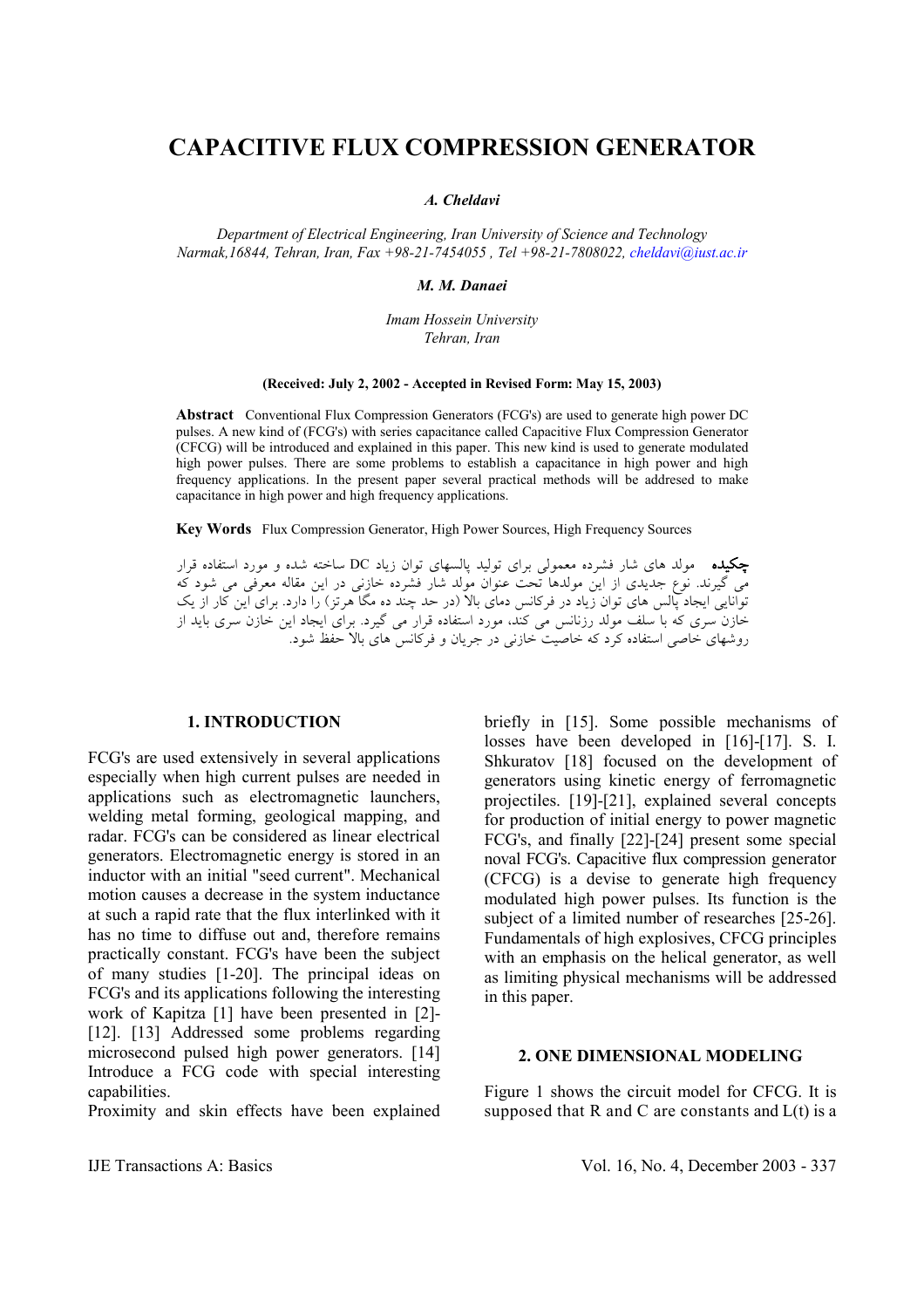# CAPACITIVE FLUX COMPRESSION GENERATOR

***A. Cheldavi***

*Department of Electrical Engineering, Iran University of Science and Technology*
*Narmak,16844, Tehran, Iran, Fax +98-21-7454055 , Tel +98-21-7808022, cheldavi@iust.ac.ir*

***M. M. Danaei***

*Imam Hossein University*
*Tehran, Iran*

**(Received: July 2, 2002 - Accepted in Revised Form: May 15, 2003)**

**Abstract** Conventional Flux Compression Generators (FCG's) are used to generate high power DC pulses. A new kind of (FCG's) with series capacitance called Capacitive Flux Compression Generator (CFCG) will be introduced and explained in this paper. This new kind is used to generate modulated high power pulses. There are some problems to establish a capacitance in high power and high frequency applications. In the present paper several practical methods will be addresed to make capacitance in high power and high frequency applications.

**Key Words** Flux Compression Generator, High Power Sources, High Frequency Sources

**چکیده** مولد های شار فشرده معمولی برای تولید پالسهای توان زیاد DC ساخته شده و مورد استفاده قرار می گیرند. نوع جدیدی از این مولدها تحت عنوان مولد شار فشرده خازنی در این مقاله معرفی می شود که توانایی ایجاد پالس های توان زیاد در فرکانس دمای بالا (در حد چند ده مگا هرتز) را دارد. برای این کار از یک خازن سری که با سلف مولد رزنانس می کند، مورد استفاده قرار می گیرد. برای ایجاد این خازن سری باید از روشهای خاصی استفاده کرد که خاصیت خازنی در جریان و فرکانس های بالا حفظ شود.

## 1. INTRODUCTION

FCG's are used extensively in several applications especially when high current pulses are needed in applications such as electromagnetic launchers, welding metal forming, geological mapping, and radar. FCG's can be considered as linear electrical generators. Electromagnetic energy is stored in an inductor with an initial "seed current". Mechanical motion causes a decrease in the system inductance at such a rapid rate that the flux interlinked with it has no time to diffuse out and, therefore remains practically constant. FCG's have been the subject of many studies [1-20]. The principal ideas on FCG's and its applications following the interesting work of Kapitza [1] have been presented in [2]-[12]. [13] Addressed some problems regarding microsecond pulsed high power generators. [14] Introduce a FCG code with special interesting capabilities.

Proximity and skin effects have been explained briefly in [15]. Some possible mechanisms of losses have been developed in [16]-[17]. S. I. Shkuratov [18] focused on the development of generators using kinetic energy of ferromagnetic projectiles. [19]-[21], explained several concepts for production of initial energy to power magnetic FCG's, and finally [22]-[24] present some special noval FCG's. Capacitive flux compression generator (CFCG) is a devise to generate high frequency modulated high power pulses. Its function is the subject of a limited number of researches [25-26]. Fundamentals of high explosives, CFCG principles with an emphasis on the helical generator, as well as limiting physical mechanisms will be addressed in this paper.

## 2. ONE DIMENSIONAL MODELING

Figure 1 shows the circuit model for CFCG. It is supposed that R and C are constants and L(t) is a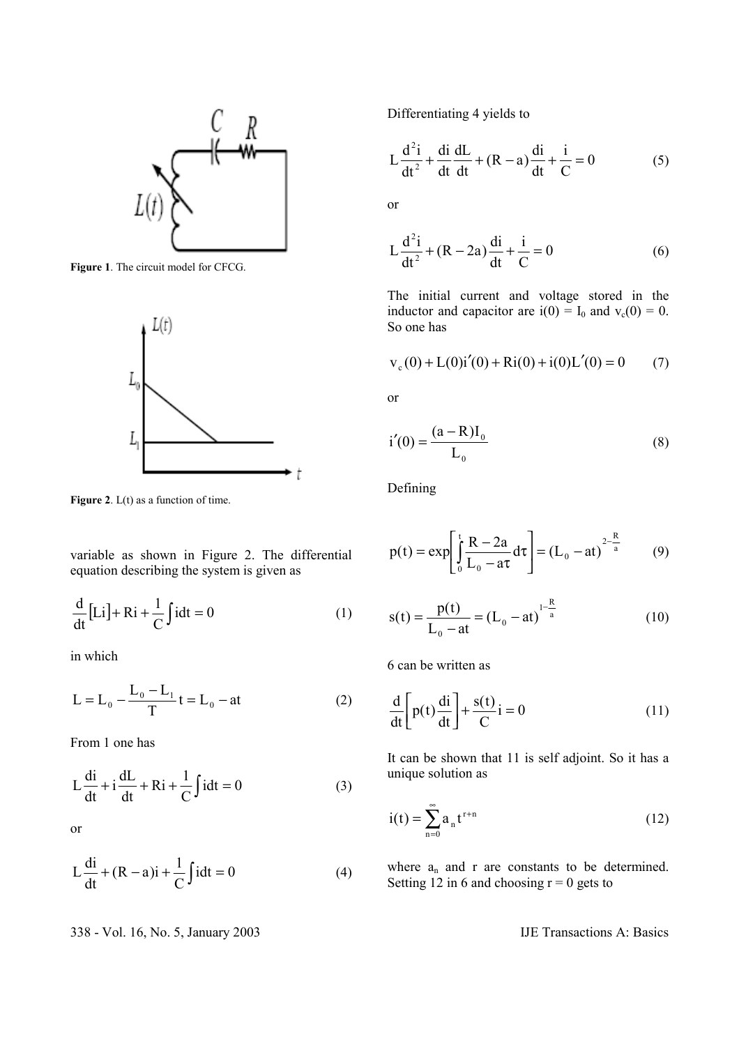**Figure 1**. The circuit model for CFCG.

**Figure 2**. L(t) as a function of time.

variable as shown in Figure 2. The differential equation describing the system is given as

$$\frac{d}{dt}[Li] + Ri + \frac{1}{C}\int i dt = 0 \tag{1}$$

in which

$$L = L_0 - \frac{L_0 - L_1}{T}t = L_0 - at \tag{2}$$

From 1 one has

$$L\frac{di}{dt} + i\frac{dL}{dt} + Ri + \frac{1}{C}\int i dt = 0 \tag{3}$$

or

$$L\frac{di}{dt} + (R - a)i + \frac{1}{C}\int i dt = 0 \tag{4}$$

Differentiating 4 yields to

$$L\frac{d^2 i}{dt^2} + \frac{di}{dt}\frac{dL}{dt} + (R - a)\frac{di}{dt} + \frac{i}{C} = 0 \tag{5}$$

or

$$L\frac{d^2 i}{dt^2} + (R - 2a)\frac{di}{dt} + \frac{i}{C} = 0 \tag{6}$$

The initial current and voltage stored in the inductor and capacitor are $i(0) = I_0$ and $v_c(0) = 0$. So one has

$$v_c(0) + L(0)i'(0) + Ri(0) + i(0)L'(0) = 0 \tag{7}$$

or

$$i'(0) = \frac{(a - R)I_0}{L_0} \tag{8}$$

Defining

$$p(t) = \exp\left[\int_0^t \frac{R - 2a}{L_0 - a\tau} d\tau\right] = (L_0 - at)^{2 - \frac{R}{a}} \tag{9}$$

$$s(t) = \frac{p(t)}{L_0 - at} = (L_0 - at)^{1 - \frac{R}{a}} \tag{10}$$

6 can be written as

$$\frac{d}{dt}\left[p(t)\frac{di}{dt}\right] + \frac{s(t)}{C}i = 0 \tag{11}$$

It can be shown that 11 is self adjoint. So it has a unique solution as

$$i(t) = \sum_{n=0}^{\infty} a_n t^{r+n} \tag{12}$$

where $a_n$ and r are constants to be determined. Setting 12 in 6 and choosing r = 0 gets to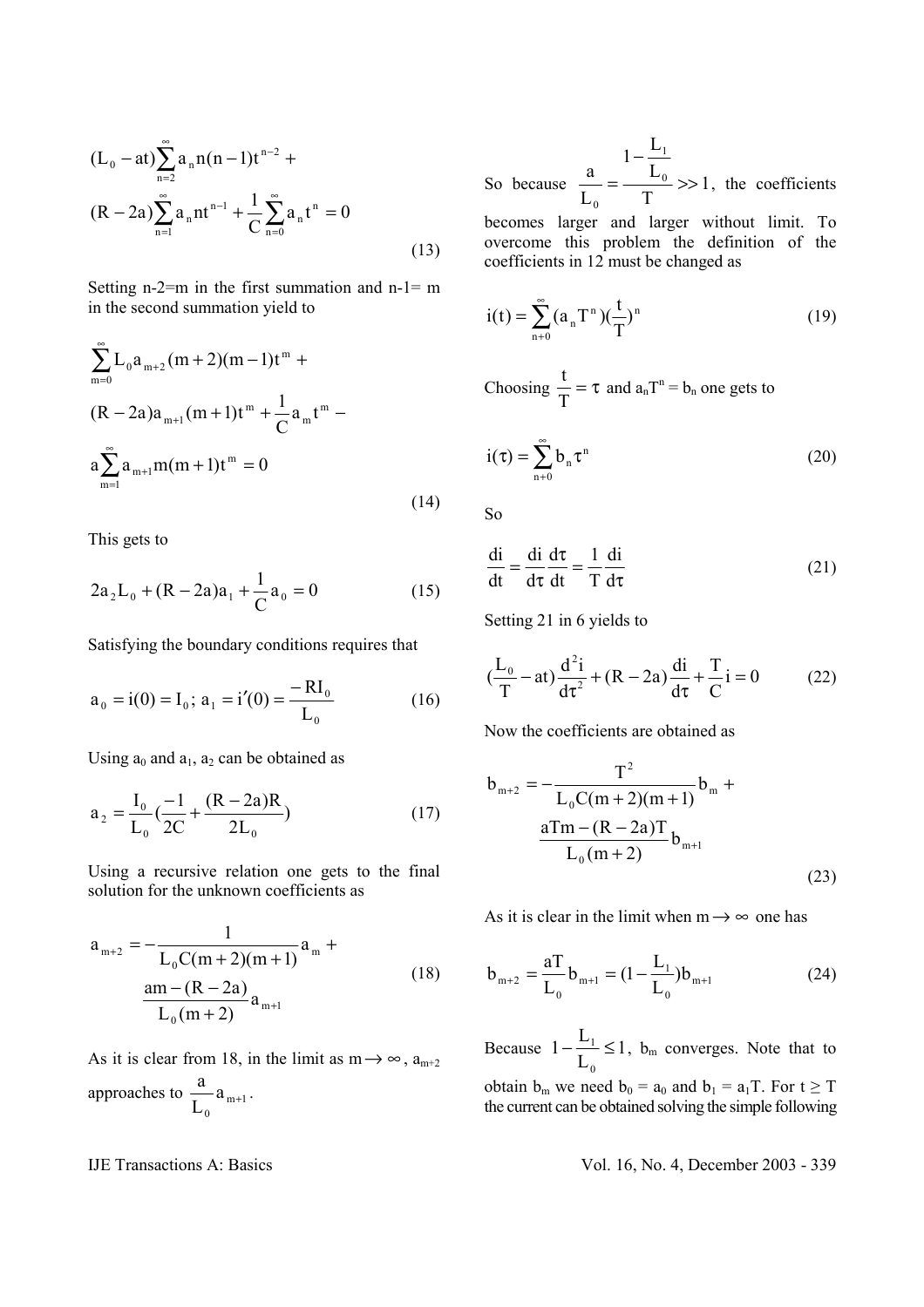$$(L_0 - at)\sum_{n=2}^{\infty} a_n n(n-1)t^{n-2} + (R - 2a)\sum_{n=1}^{\infty} a_n n t^{n-1} + \frac{1}{C}\sum_{n=0}^{\infty} a_n t^n = 0 \tag{13}$$

Setting n-2=m in the first summation and n-1= m in the second summation yield to

$$\sum_{m=0}^{\infty} L_0 a_{m+2}(m+2)(m-1)t^m + (R-2a)a_{m+1}(m+1)t^m + \frac{1}{C}a_m t^m - a\sum_{m=1}^{\infty} a_{m+1} m(m+1)t^m = 0 \tag{14}$$

This gets to

$$2a_2 L_0 + (R - 2a)a_1 + \frac{1}{C}a_0 = 0 \tag{15}$$

Satisfying the boundary conditions requires that

$$a_0 = i(0) = I_0;\ a_1 = i'(0) = \frac{-RI_0}{L_0} \tag{16}$$

Using $a_0$ and $a_1$, $a_2$ can be obtained as

$$a_2 = \frac{I_0}{L_0}\left(\frac{-1}{2C} + \frac{(R-2a)R}{2L_0}\right) \tag{17}$$

Using a recursive relation one gets to the final solution for the unknown coefficients as

$$a_{m+2} = -\frac{1}{L_0 C(m+2)(m+1)}a_m + \frac{am - (R-2a)}{L_0(m+2)}a_{m+1} \tag{18}$$

As it is clear from 18, in the limit as $m \to \infty$, $a_{m+2}$ approaches to $\frac{a}{L_0}a_{m+1}$.

So because $\frac{a}{L_0} = \frac{1 - \frac{L_1}{L_0}}{T} >> 1$, the coefficients becomes larger and larger without limit. To overcome this problem the definition of the coefficients in 12 must be changed as

$$i(t) = \sum_{n+0}^{\infty}(a_n T^n)\left(\frac{t}{T}\right)^n \tag{19}$$

Choosing $\frac{t}{T} = \tau$ and $a_n T^n = b_n$ one gets to

$$i(\tau) = \sum_{n+0}^{\infty} b_n \tau^n \tag{20}$$

So

$$\frac{di}{dt} = \frac{di}{d\tau}\frac{d\tau}{dt} = \frac{1}{T}\frac{di}{d\tau} \tag{21}$$

Setting 21 in 6 yields to

$$\left(\frac{L_0}{T} - at\right)\frac{d^2 i}{d\tau^2} + (R - 2a)\frac{di}{d\tau} + \frac{T}{C}i = 0 \tag{22}$$

Now the coefficients are obtained as

$$b_{m+2} = -\frac{T^2}{L_0 C(m+2)(m+1)}b_m + \frac{aTm - (R-2a)T}{L_0(m+2)}b_{m+1} \tag{23}$$

As it is clear in the limit when $m \to \infty$ one has

$$b_{m+2} = \frac{aT}{L_0}b_{m+1} = \left(1 - \frac{L_1}{L_0}\right)b_{m+1} \tag{24}$$

Because $1 - \frac{L_1}{L_0} \leq 1$, $b_m$ converges. Note that to obtain $b_m$ we need $b_0 = a_0$ and $b_1 = a_1 T$. For $t \geq T$ the current can be obtained solving the simple following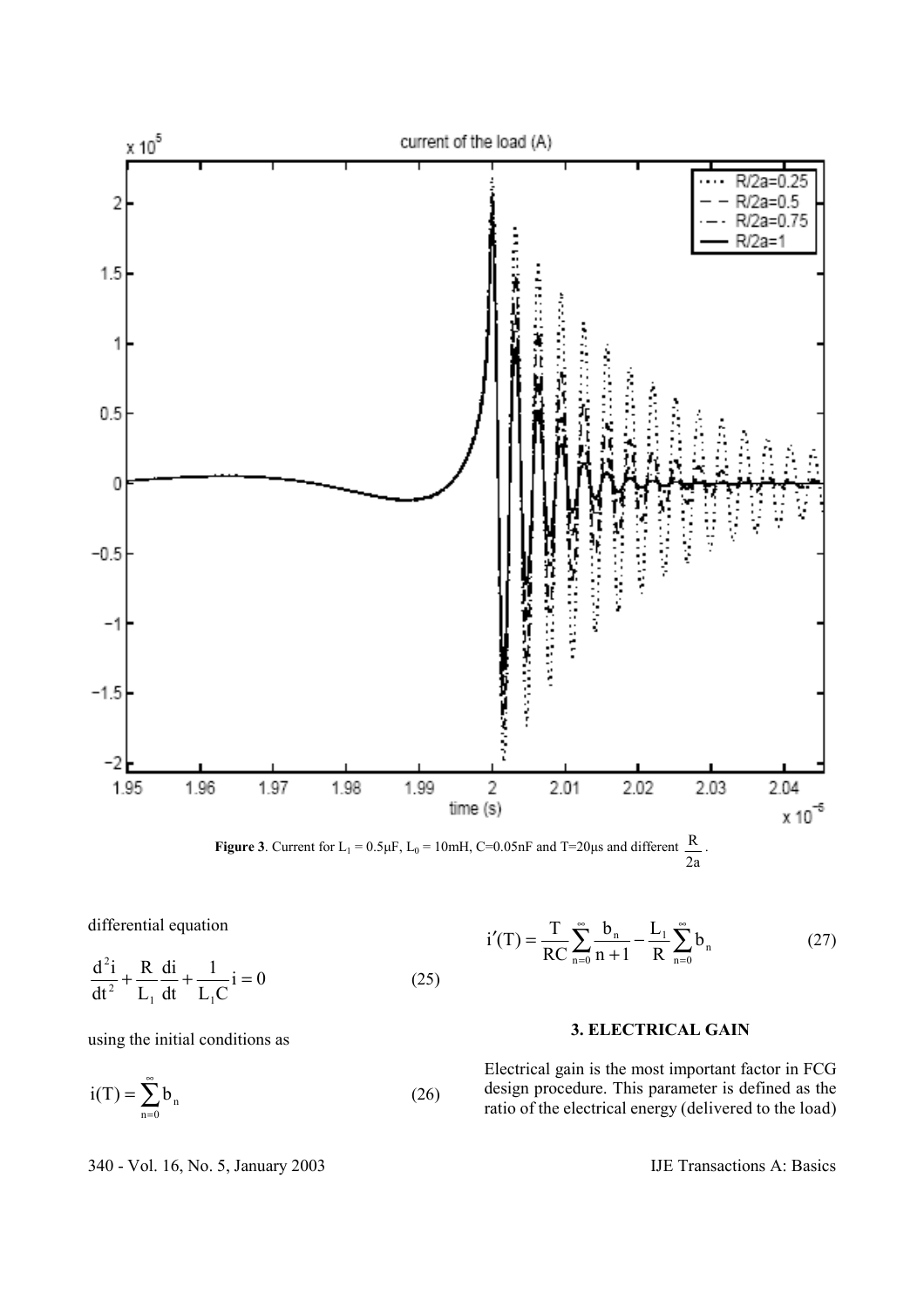**Figure 3**. Current for $L_1 = 0.5\mu F$, $L_0 = 10mH$, $C=0.05nF$ and $T=20\mu s$ and different $\frac{R}{2a}$.

differential equation

$$\frac{d^2i}{dt^2} + \frac{R}{L_1}\frac{di}{dt} + \frac{1}{L_1 C}i = 0 \tag{25}$$

using the initial conditions as

$$i(T) = \sum_{n=0}^{\infty} b_n \tag{26}$$

$$i'(T) = \frac{T}{RC}\sum_{n=0}^{\infty}\frac{b_n}{n+1} - \frac{L_1}{R}\sum_{n=0}^{\infty} b_n \tag{27}$$

## 3. ELECTRICAL GAIN

Electrical gain is the most important factor in FCG design procedure. This parameter is defined as the ratio of the electrical energy (delivered to the load)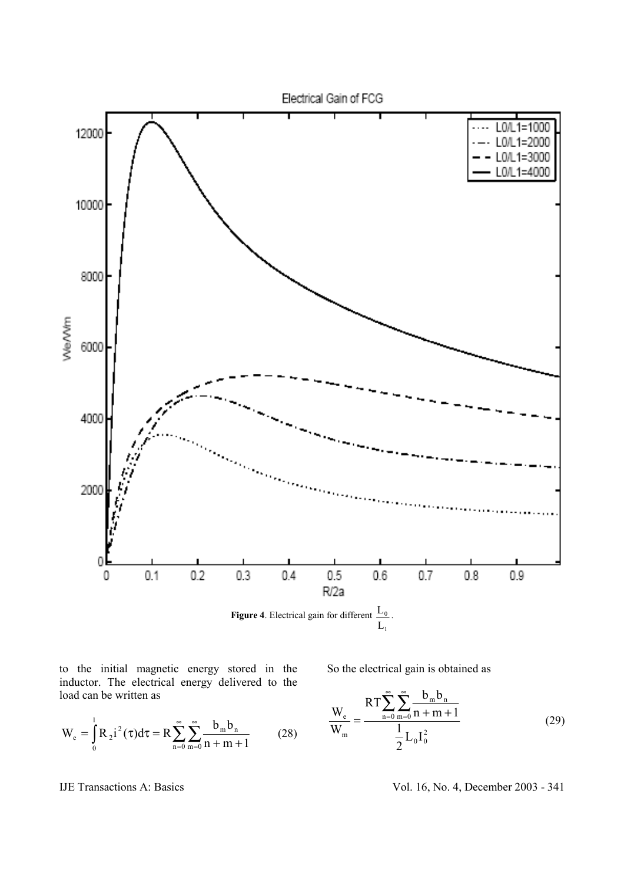**Figure 4**. Electrical gain for different $\frac{L_0}{L_1}$.

to the initial magnetic energy stored in the inductor. The electrical energy delivered to the load can be written as

$$W_e = \int_0^1 R_2 i^2(\tau) d\tau = R \sum_{n=0}^{\infty} \sum_{m=0}^{\infty} \frac{b_m b_n}{n+m+1} \qquad (28)$$

So the electrical gain is obtained as

$$\frac{W_e}{W_m} = \frac{RT \sum_{n=0}^{\infty} \sum_{m=0}^{\infty} \frac{b_m b_n}{n+m+1}}{\frac{1}{2} L_0 I_0^2} \qquad (29)$$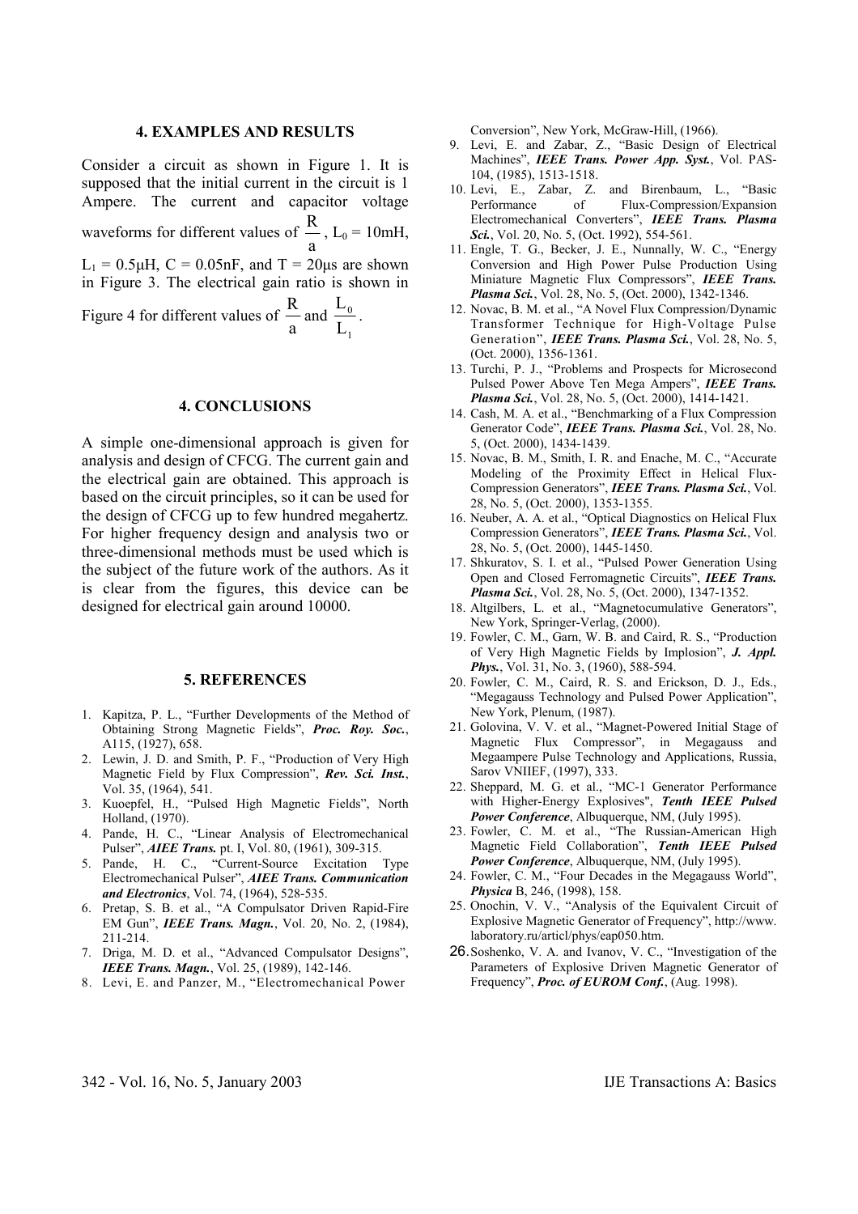## 4. EXAMPLES AND RESULTS

Consider a circuit as shown in Figure 1. It is supposed that the initial current in the circuit is 1 Ampere. The current and capacitor voltage waveforms for different values of $\frac{R}{a}$, $L_0$ = 10mH, $L_1$ = 0.5μH, C = 0.05nF, and T = 20μs are shown in Figure 3. The electrical gain ratio is shown in Figure 4 for different values of $\frac{R}{a}$ and $\frac{L_0}{L_1}$.

## 4. CONCLUSIONS

A simple one-dimensional approach is given for analysis and design of CFCG. The current gain and the electrical gain are obtained. This approach is based on the circuit principles, so it can be used for the design of CFCG up to few hundred megahertz. For higher frequency design and analysis two or three-dimensional methods must be used which is the subject of the future work of the authors. As it is clear from the figures, this device can be designed for electrical gain around 10000.

## 5. REFERENCES

1. Kapitza, P. L., "Further Developments of the Method of Obtaining Strong Magnetic Fields", ***Proc. Roy. Soc.***, A115, (1927), 658.
2. Lewin, J. D. and Smith, P. F., "Production of Very High Magnetic Field by Flux Compression", ***Rev. Sci. Inst.***, Vol. 35, (1964), 541.
3. Kuoepfel, H., "Pulsed High Magnetic Fields", North Holland, (1970).
4. Pande, H. C., "Linear Analysis of Electromechanical Pulser", ***AIEE Trans.*** pt. I, Vol. 80, (1961), 309-315.
5. Pande, H. C., "Current-Source Excitation Type Electromechanical Pulser", ***AIEE Trans. Communication and Electronics***, Vol. 74, (1964), 528-535.
6. Pretap, S. B. et al., "A Compulsator Driven Rapid-Fire EM Gun", ***IEEE Trans. Magn.***, Vol. 20, No. 2, (1984), 211-214.
7. Driga, M. D. et al., "Advanced Compulsator Designs", ***IEEE Trans. Magn.***, Vol. 25, (1989), 142-146.
8. Levi, E. and Panzer, M., "Electromechanical Power Conversion", New York, McGraw-Hill, (1966).
9. Levi, E. and Zabar, Z., "Basic Design of Electrical Machines", ***IEEE Trans. Power App. Syst.***, Vol. PAS-104, (1985), 1513-1518.
10. Levi, E., Zabar, Z. and Birenbaum, L., "Basic Performance of Flux-Compression/Expansion Electromechanical Converters", ***IEEE Trans. Plasma Sci.***, Vol. 20, No. 5, (Oct. 1992), 554-561.
11. Engle, T. G., Becker, J. E., Nunnally, W. C., "Energy Conversion and High Power Pulse Production Using Miniature Magnetic Flux Compressors", ***IEEE Trans. Plasma Sci.***, Vol. 28, No. 5, (Oct. 2000), 1342-1346.
12. Novac, B. M. et al., "A Novel Flux Compression/Dynamic Transformer Technique for High-Voltage Pulse Generation", ***IEEE Trans. Plasma Sci.***, Vol. 28, No. 5, (Oct. 2000), 1356-1361.
13. Turchi, P. J., "Problems and Prospects for Microsecond Pulsed Power Above Ten Mega Ampers", ***IEEE Trans. Plasma Sci.***, Vol. 28, No. 5, (Oct. 2000), 1414-1421.
14. Cash, M. A. et al., "Benchmarking of a Flux Compression Generator Code", ***IEEE Trans. Plasma Sci.***, Vol. 28, No. 5, (Oct. 2000), 1434-1439.
15. Novac, B. M., Smith, I. R. and Enache, M. C., "Accurate Modeling of the Proximity Effect in Helical Flux-Compression Generators", ***IEEE Trans. Plasma Sci.***, Vol. 28, No. 5, (Oct. 2000), 1353-1355.
16. Neuber, A. A. et al., "Optical Diagnostics on Helical Flux Compression Generators", ***IEEE Trans. Plasma Sci.***, Vol. 28, No. 5, (Oct. 2000), 1445-1450.
17. Shkuratov, S. I. et al., "Pulsed Power Generation Using Open and Closed Ferromagnetic Circuits", ***IEEE Trans. Plasma Sci.***, Vol. 28, No. 5, (Oct. 2000), 1347-1352.
18. Altgilbers, L. et al., "Magnetocumulative Generators", New York, Springer-Verlag, (2000).
19. Fowler, C. M., Garn, W. B. and Caird, R. S., "Production of Very High Magnetic Fields by Implosion", ***J. Appl. Phys.***, Vol. 31, No. 3, (1960), 588-594.
20. Fowler, C. M., Caird, R. S. and Erickson, D. J., Eds., "Megagauss Technology and Pulsed Power Application", New York, Plenum, (1987).
21. Golovina, V. V. et al., "Magnet-Powered Initial Stage of Magnetic Flux Compressor", in Megagauss and Megaampere Pulse Technology and Applications, Russia, Sarov VNIIEF, (1997), 333.
22. Sheppard, M. G. et al., "MC-1 Generator Performance with Higher-Energy Explosives", ***Tenth IEEE Pulsed Power Conference***, Albuquerque, NM, (July 1995).
23. Fowler, C. M. et al., "The Russian-American High Magnetic Field Collaboration", ***Tenth IEEE Pulsed Power Conference***, Albuquerque, NM, (July 1995).
24. Fowler, C. M., "Four Decades in the Megagauss World", ***Physica*** B, 246, (1998), 158.
25. Onochin, V. V., "Analysis of the Equivalent Circuit of Explosive Magnetic Generator of Frequency", http://www.laboratory.ru/articl/phys/eap050.htm.
26. Soshenko, V. A. and Ivanov, V. C., "Investigation of the Parameters of Explosive Driven Magnetic Generator of Frequency", ***Proc. of EUROM Conf.***, (Aug. 1998).